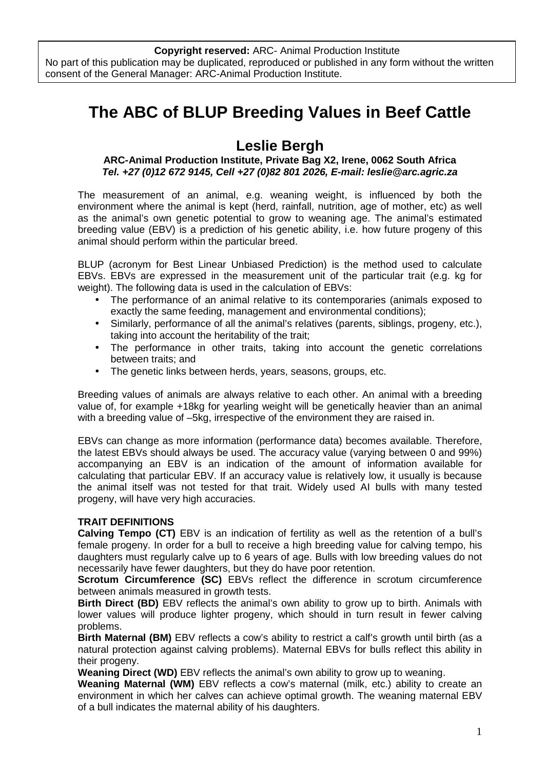**Copyright reserved:** ARC- Animal Production Institute
No part of this publication may be duplicated, reproduced or published in any form without the written consent of the General Manager: ARC-Animal Production Institute.

# The ABC of BLUP Breeding Values in Beef Cattle

## Leslie Bergh

**ARC-Animal Production Institute, Private Bag X2, Irene, 0062 South Africa**
***Tel. +27 (0)12 672 9145, Cell +27 (0)82 801 2026, E-mail: leslie@arc.agric.za***

The measurement of an animal, e.g. weaning weight, is influenced by both the environment where the animal is kept (herd, rainfall, nutrition, age of mother, etc) as well as the animal's own genetic potential to grow to weaning age. The animal's estimated breeding value (EBV) is a prediction of his genetic ability, i.e. how future progeny of this animal should perform within the particular breed.

BLUP (acronym for Best Linear Unbiased Prediction) is the method used to calculate EBVs. EBVs are expressed in the measurement unit of the particular trait (e.g. kg for weight). The following data is used in the calculation of EBVs:

- The performance of an animal relative to its contemporaries (animals exposed to exactly the same feeding, management and environmental conditions);
- Similarly, performance of all the animal's relatives (parents, siblings, progeny, etc.), taking into account the heritability of the trait;
- The performance in other traits, taking into account the genetic correlations between traits; and
- The genetic links between herds, years, seasons, groups, etc.

Breeding values of animals are always relative to each other. An animal with a breeding value of, for example +18kg for yearling weight will be genetically heavier than an animal with a breeding value of –5kg, irrespective of the environment they are raised in.

EBVs can change as more information (performance data) becomes available. Therefore, the latest EBVs should always be used. The accuracy value (varying between 0 and 99%) accompanying an EBV is an indication of the amount of information available for calculating that particular EBV. If an accuracy value is relatively low, it usually is because the animal itself was not tested for that trait. Widely used AI bulls with many tested progeny, will have very high accuracies.

**TRAIT DEFINITIONS**

**Calving Tempo (CT)** EBV is an indication of fertility as well as the retention of a bull's female progeny. In order for a bull to receive a high breeding value for calving tempo, his daughters must regularly calve up to 6 years of age. Bulls with low breeding values do not necessarily have fewer daughters, but they do have poor retention.

**Scrotum Circumference (SC)** EBVs reflect the difference in scrotum circumference between animals measured in growth tests.

**Birth Direct (BD)** EBV reflects the animal's own ability to grow up to birth. Animals with lower values will produce lighter progeny, which should in turn result in fewer calving problems.

**Birth Maternal (BM)** EBV reflects a cow's ability to restrict a calf's growth until birth (as a natural protection against calving problems). Maternal EBVs for bulls reflect this ability in their progeny.

**Weaning Direct (WD)** EBV reflects the animal's own ability to grow up to weaning.

**Weaning Maternal (WM)** EBV reflects a cow's maternal (milk, etc.) ability to create an environment in which her calves can achieve optimal growth. The weaning maternal EBV of a bull indicates the maternal ability of his daughters.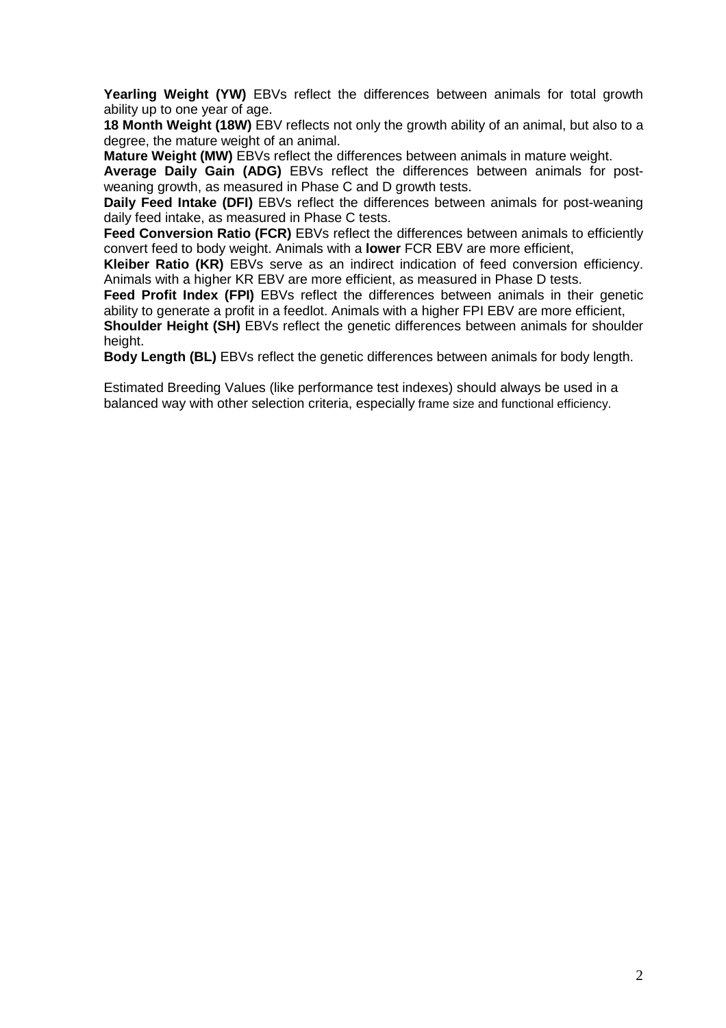**Yearling Weight (YW)** EBVs reflect the differences between animals for total growth ability up to one year of age.

**18 Month Weight (18W)** EBV reflects not only the growth ability of an animal, but also to a degree, the mature weight of an animal.

**Mature Weight (MW)** EBVs reflect the differences between animals in mature weight.

**Average Daily Gain (ADG)** EBVs reflect the differences between animals for post-weaning growth, as measured in Phase C and D growth tests.

**Daily Feed Intake (DFI)** EBVs reflect the differences between animals for post-weaning daily feed intake, as measured in Phase C tests.

**Feed Conversion Ratio (FCR)** EBVs reflect the differences between animals to efficiently convert feed to body weight. Animals with a **lower** FCR EBV are more efficient,

**Kleiber Ratio (KR)** EBVs serve as an indirect indication of feed conversion efficiency. Animals with a higher KR EBV are more efficient, as measured in Phase D tests.

**Feed Profit Index (FPI)** EBVs reflect the differences between animals in their genetic ability to generate a profit in a feedlot. Animals with a higher FPI EBV are more efficient,

**Shoulder Height (SH)** EBVs reflect the genetic differences between animals for shoulder height.

**Body Length (BL)** EBVs reflect the genetic differences between animals for body length.

Estimated Breeding Values (like performance test indexes) should always be used in a balanced way with other selection criteria, especially frame size and functional efficiency.